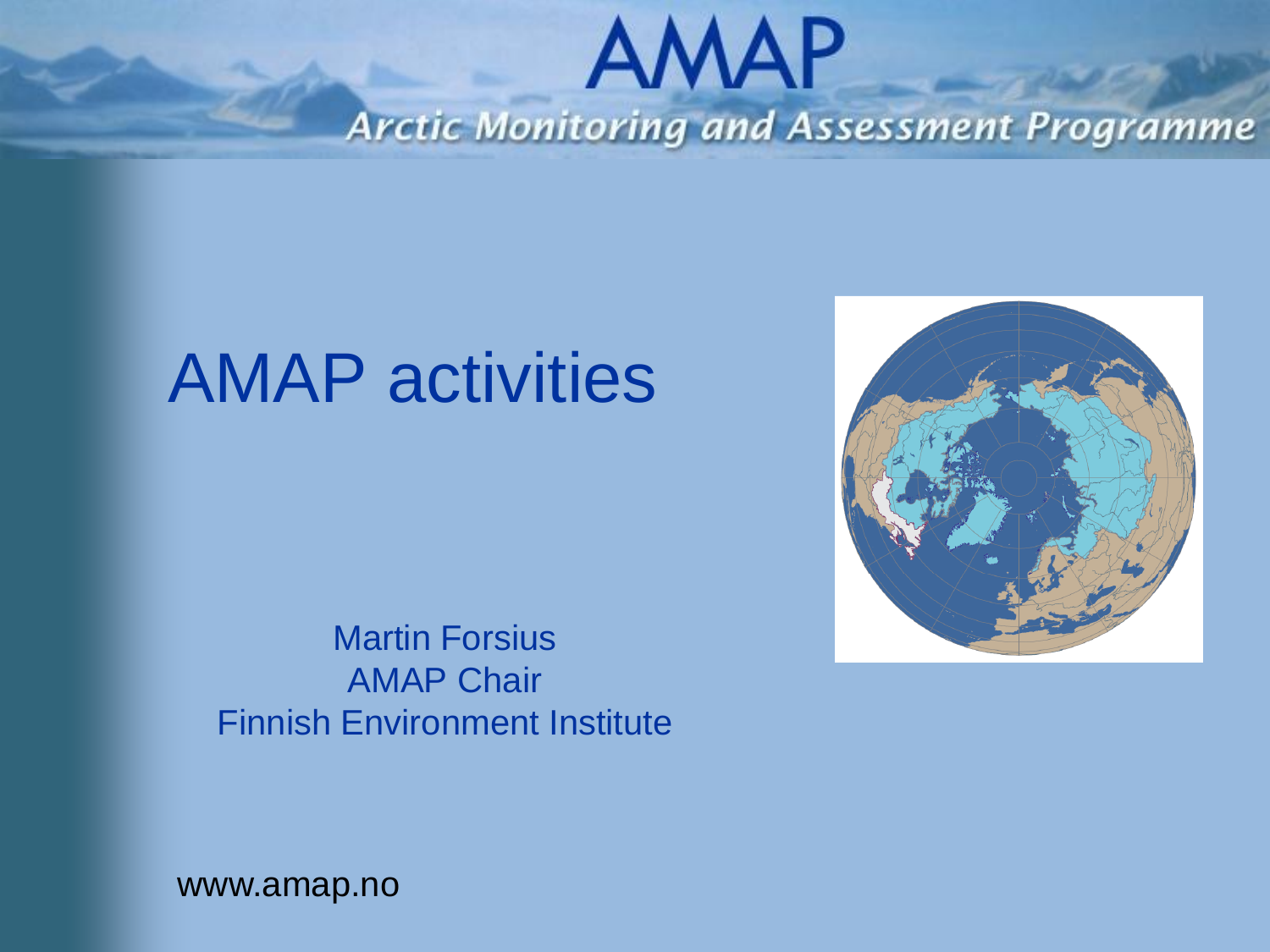# AMAP

Arctic Monitoring and Assessment Programme

## AMAP activities

Martin Forsius
AMAP Chair
Finnish Environment Institute

www.amap.no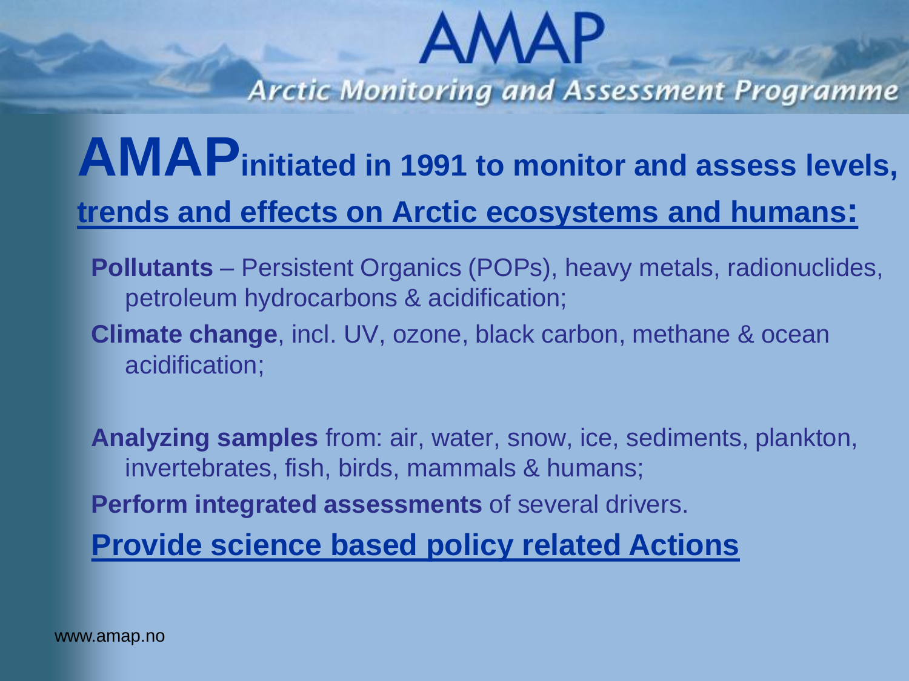# AMAP

Arctic Monitoring and Assessment Programme

## **AMAP** initiated in 1991 to monitor and assess levels, trends and effects on Arctic ecosystems and humans:

**Pollutants** – Persistent Organics (POPs), heavy metals, radionuclides, petroleum hydrocarbons & acidification;

**Climate change**, incl. UV, ozone, black carbon, methane & ocean acidification;

**Analyzing samples** from: air, water, snow, ice, sediments, plankton, invertebrates, fish, birds, mammals & humans;

**Perform integrated assessments** of several drivers.

**Provide science based policy related Actions**

www.amap.no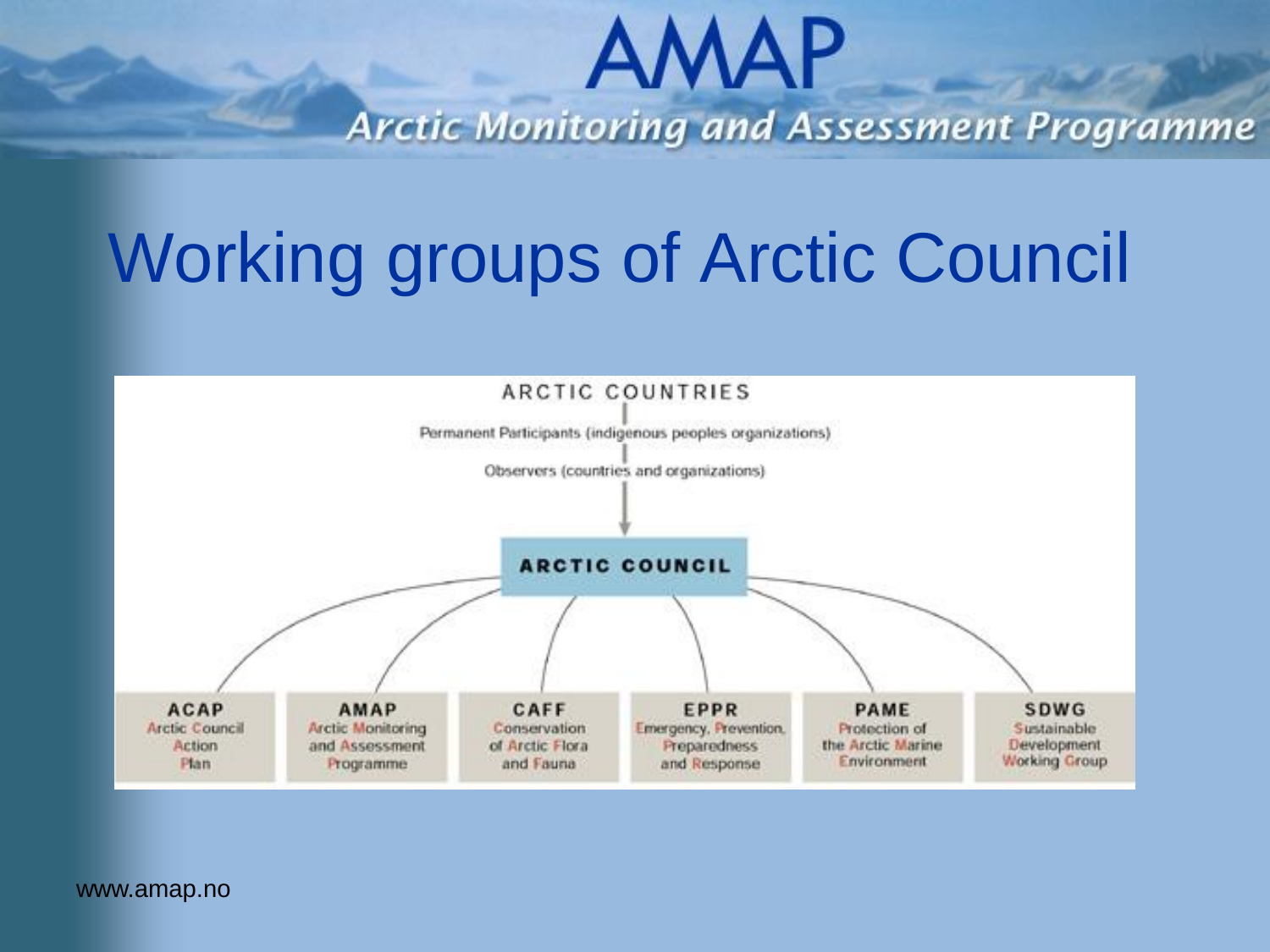# Working groups of Arctic Council

ARCTIC COUNTRIES

Permanent Participants (indigenous peoples organizations)

Observers (countries and organizations)

**ARCTIC COUNCIL**

- **ACAP** – Arctic Council Action Plan
- **AMAP** – Arctic Monitoring and Assessment Programme
- **CAFF** – Conservation of Arctic Flora and Fauna
- **EPPR** – Emergency, Prevention, Preparedness and Response
- **PAME** – Protection of the Arctic Marine Environment
- **SDWG** – Sustainable Development Working Group

www.amap.no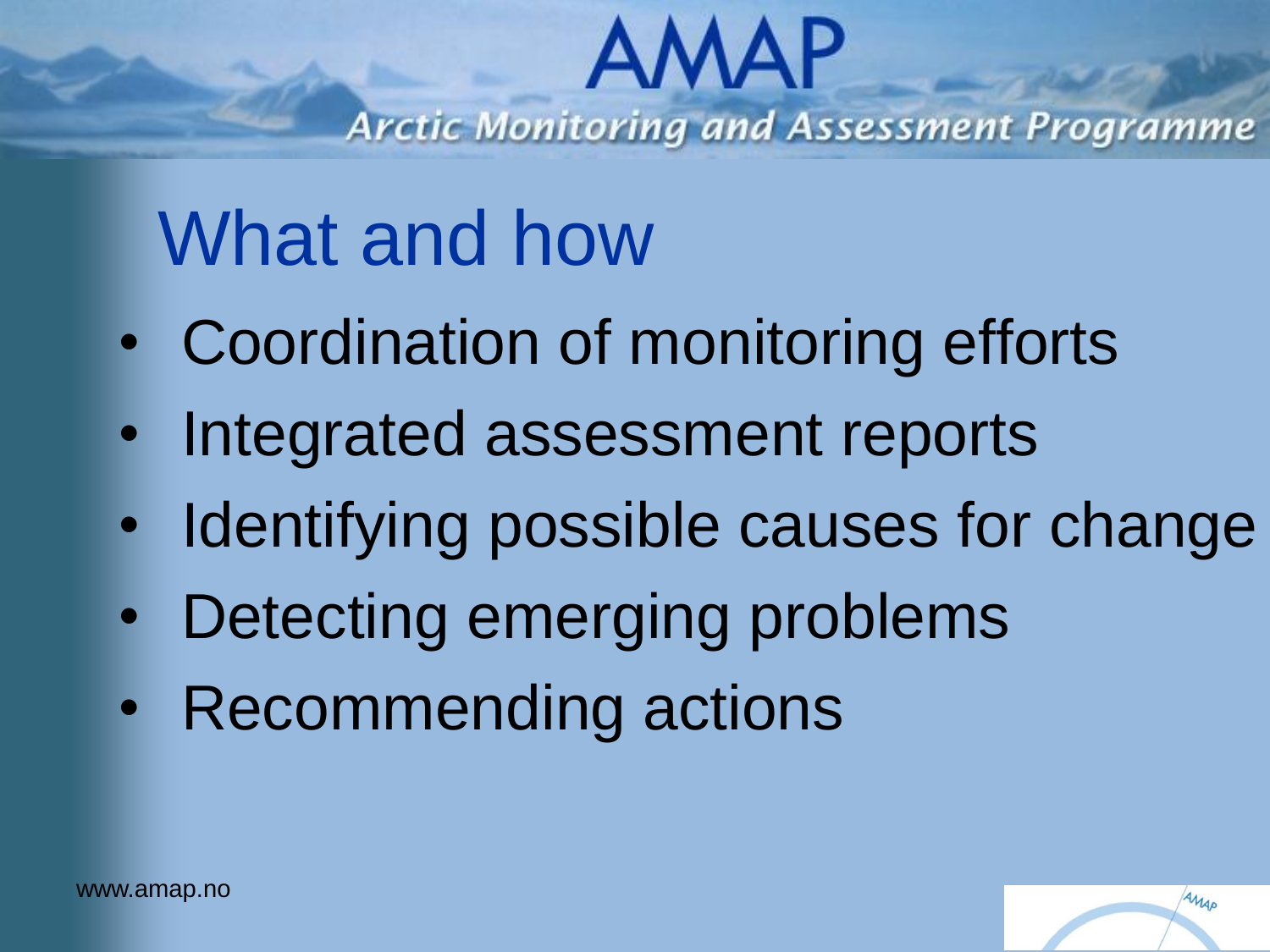# What and how

- Coordination of monitoring efforts
- Integrated assessment reports
- Identifying possible causes for change
- Detecting emerging problems
- Recommending actions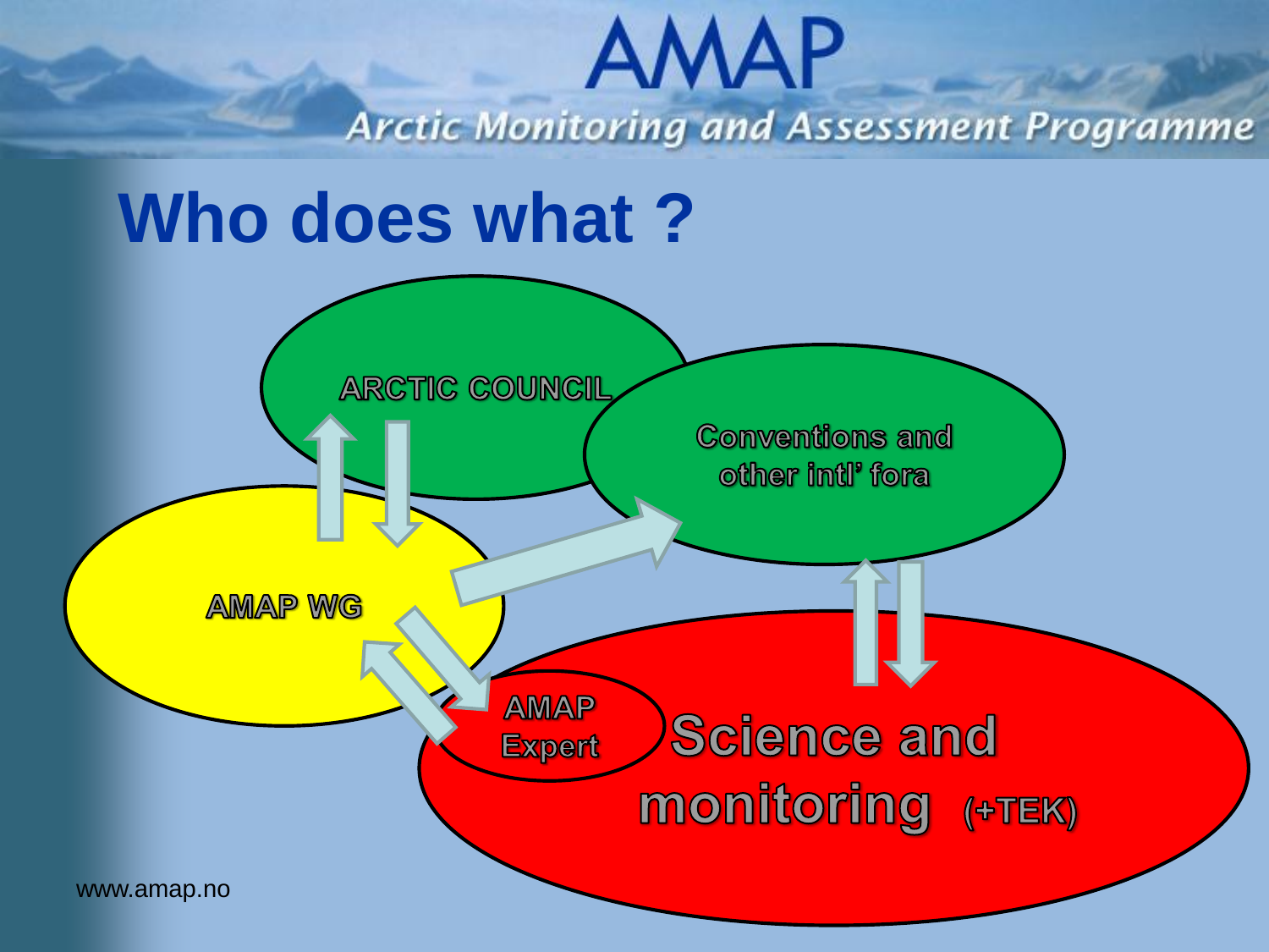# Who does what ?

ARCTIC COUNCIL

Conventions and other intl' fora

AMAP WG

AMAP Expert

Science and monitoring (+TEK)

www.amap.no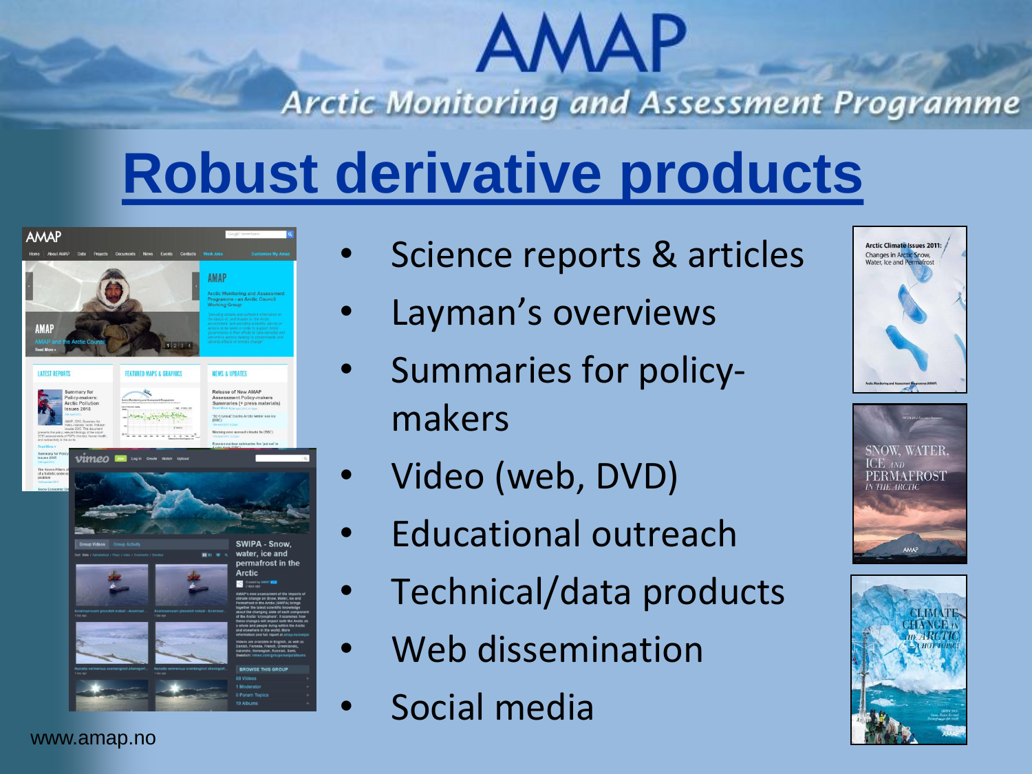# AMAP

## Arctic Monitoring and Assessment Programme

# Robust derivative products

- Science reports & articles
- Layman's overviews
- Summaries for policy-makers
- Video (web, DVD)
- Educational outreach
- Technical/data products
- Web dissemination
- Social media

www.amap.no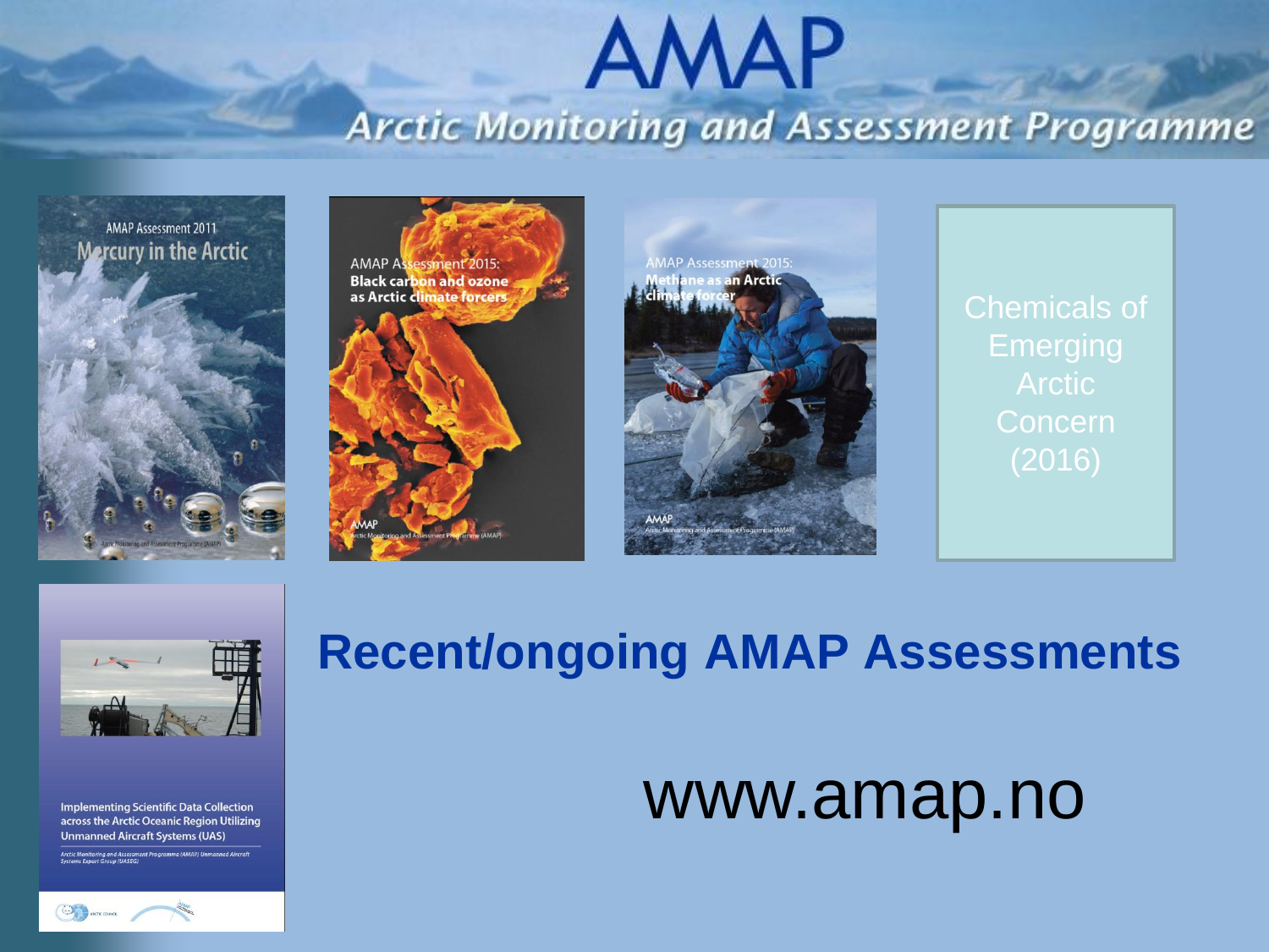# AMAP

## Arctic Monitoring and Assessment Programme

AMAP Assessment 2011
Mercury in the Arctic

AMAP Assessment 2015:
Black carbon and ozone as Arctic climate forcers

AMAP Assessment 2015:
Methane as an Arctic climate forcer

Chemicals of Emerging Arctic Concern (2016)

Implementing Scientific Data Collection across the Arctic Oceanic Region Utilizing Unmanned Aircraft Systems (UAS)

## Recent/ongoing AMAP Assessments

www.amap.no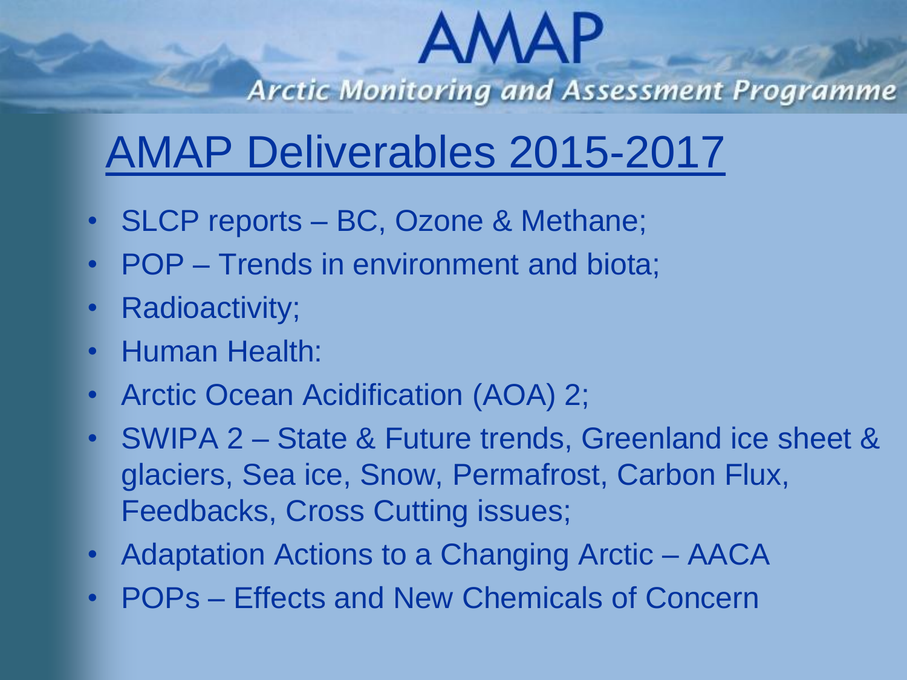# AMAP

*Arctic Monitoring and Assessment Programme*

## AMAP Deliverables 2015-2017

- SLCP reports – BC, Ozone & Methane;
- POP – Trends in environment and biota;
- Radioactivity;
- Human Health:
- Arctic Ocean Acidification (AOA) 2;
- SWIPA 2 – State & Future trends, Greenland ice sheet & glaciers, Sea ice, Snow, Permafrost, Carbon Flux, Feedbacks, Cross Cutting issues;
- Adaptation Actions to a Changing Arctic – AACA
- POPs – Effects and New Chemicals of Concern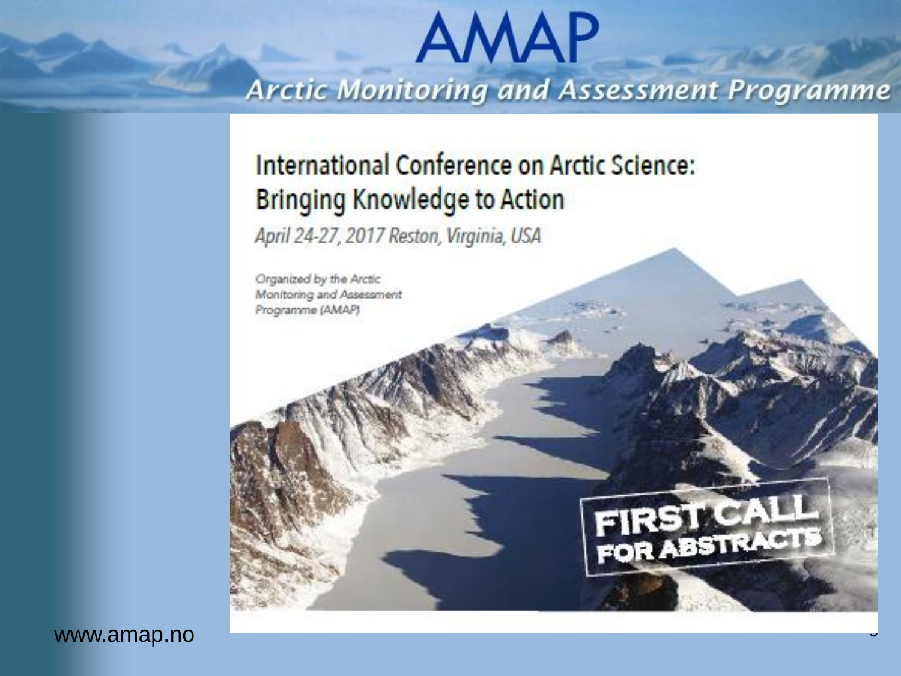# AMAP

## Arctic Monitoring and Assessment Programme

## International Conference on Arctic Science: Bringing Knowledge to Action

*April 24-27, 2017 Reston, Virginia, USA*

Organized by the Arctic Monitoring and Assessment Programme (AMAP)

**FIRST CALL FOR ABSTRACTS**

www.amap.no